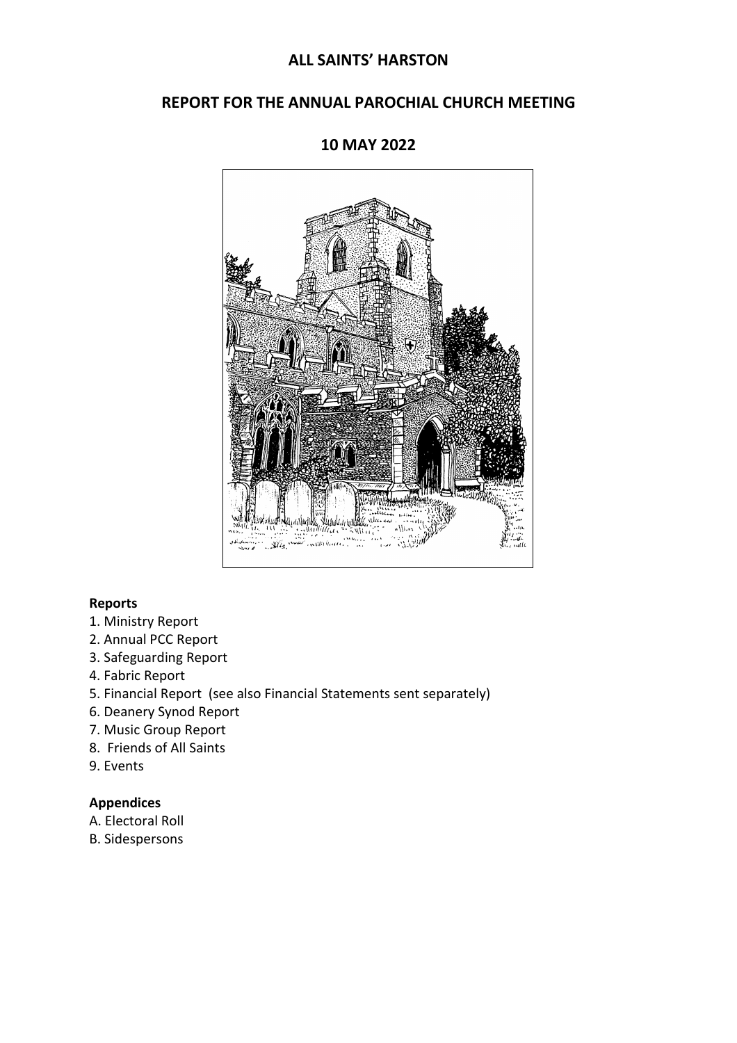# ALL SAINTS' HARSTON

## REPORT FOR THE ANNUAL PAROCHIAL CHURCH MEETING

## 10 MAY 2022

**Reports**

1. Ministry Report
2. Annual PCC Report
3. Safeguarding Report
4. Fabric Report
5. Financial Report (see also Financial Statements sent separately)
6. Deanery Synod Report
7. Music Group Report
8. Friends of All Saints
9. Events

**Appendices**

A. Electoral Roll
B. Sidespersons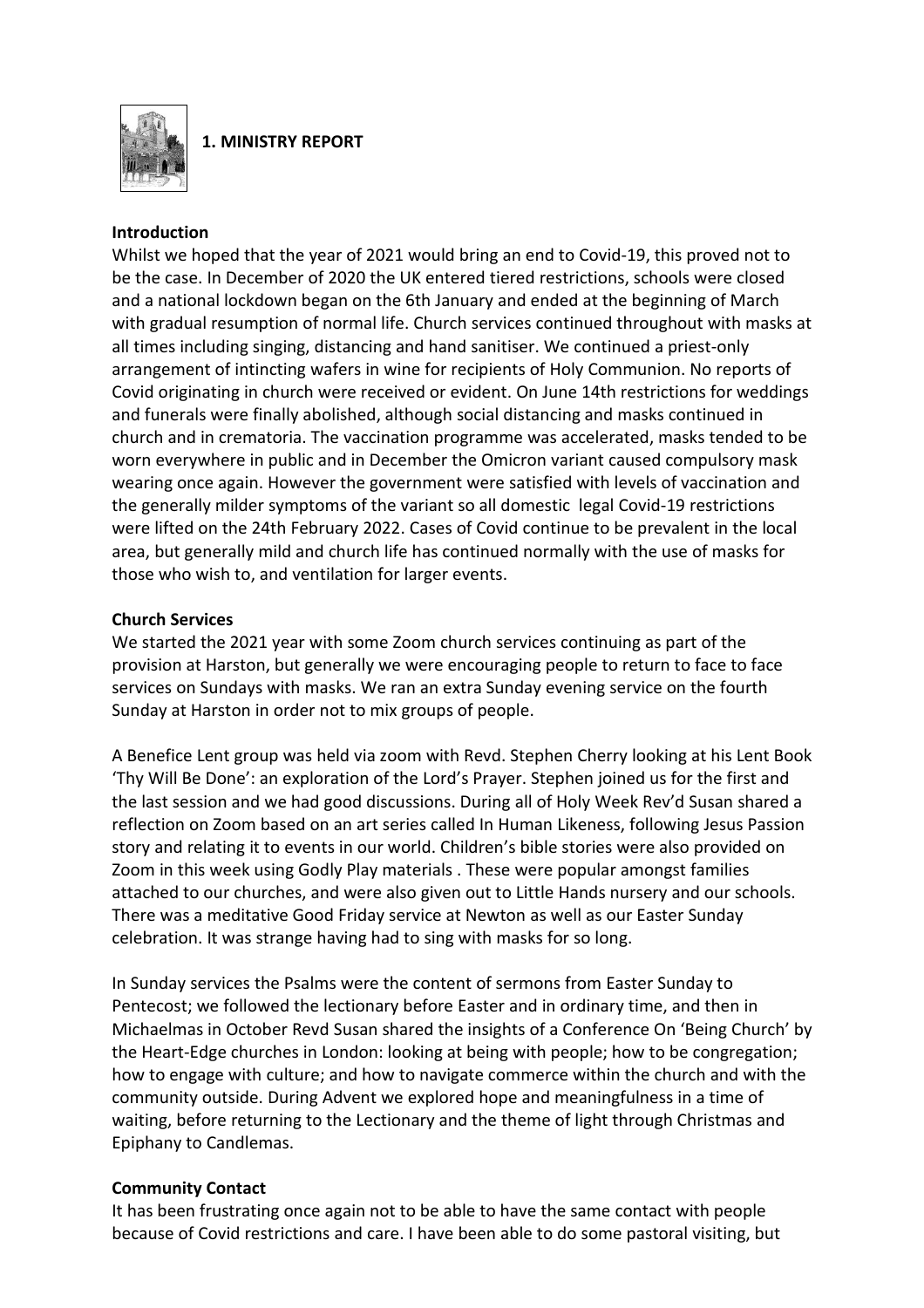## 1. MINISTRY REPORT

**Introduction**

Whilst we hoped that the year of 2021 would bring an end to Covid-19, this proved not to be the case. In December of 2020 the UK entered tiered restrictions, schools were closed and a national lockdown began on the 6th January and ended at the beginning of March with gradual resumption of normal life. Church services continued throughout with masks at all times including singing, distancing and hand sanitiser. We continued a priest-only arrangement of intincting wafers in wine for recipients of Holy Communion. No reports of Covid originating in church were received or evident. On June 14th restrictions for weddings and funerals were finally abolished, although social distancing and masks continued in church and in crematoria. The vaccination programme was accelerated, masks tended to be worn everywhere in public and in December the Omicron variant caused compulsory mask wearing once again. However the government were satisfied with levels of vaccination and the generally milder symptoms of the variant so all domestic legal Covid-19 restrictions were lifted on the 24th February 2022. Cases of Covid continue to be prevalent in the local area, but generally mild and church life has continued normally with the use of masks for those who wish to, and ventilation for larger events.

**Church Services**

We started the 2021 year with some Zoom church services continuing as part of the provision at Harston, but generally we were encouraging people to return to face to face services on Sundays with masks. We ran an extra Sunday evening service on the fourth Sunday at Harston in order not to mix groups of people.

A Benefice Lent group was held via zoom with Revd. Stephen Cherry looking at his Lent Book 'Thy Will Be Done': an exploration of the Lord's Prayer. Stephen joined us for the first and the last session and we had good discussions. During all of Holy Week Rev'd Susan shared a reflection on Zoom based on an art series called In Human Likeness, following Jesus Passion story and relating it to events in our world. Children's bible stories were also provided on Zoom in this week using Godly Play materials . These were popular amongst families attached to our churches, and were also given out to Little Hands nursery and our schools. There was a meditative Good Friday service at Newton as well as our Easter Sunday celebration. It was strange having had to sing with masks for so long.

In Sunday services the Psalms were the content of sermons from Easter Sunday to Pentecost; we followed the lectionary before Easter and in ordinary time, and then in Michaelmas in October Revd Susan shared the insights of a Conference On 'Being Church' by the Heart-Edge churches in London: looking at being with people; how to be congregation; how to engage with culture; and how to navigate commerce within the church and with the community outside. During Advent we explored hope and meaningfulness in a time of waiting, before returning to the Lectionary and the theme of light through Christmas and Epiphany to Candlemas.

**Community Contact**

It has been frustrating once again not to be able to have the same contact with people because of Covid restrictions and care. I have been able to do some pastoral visiting, but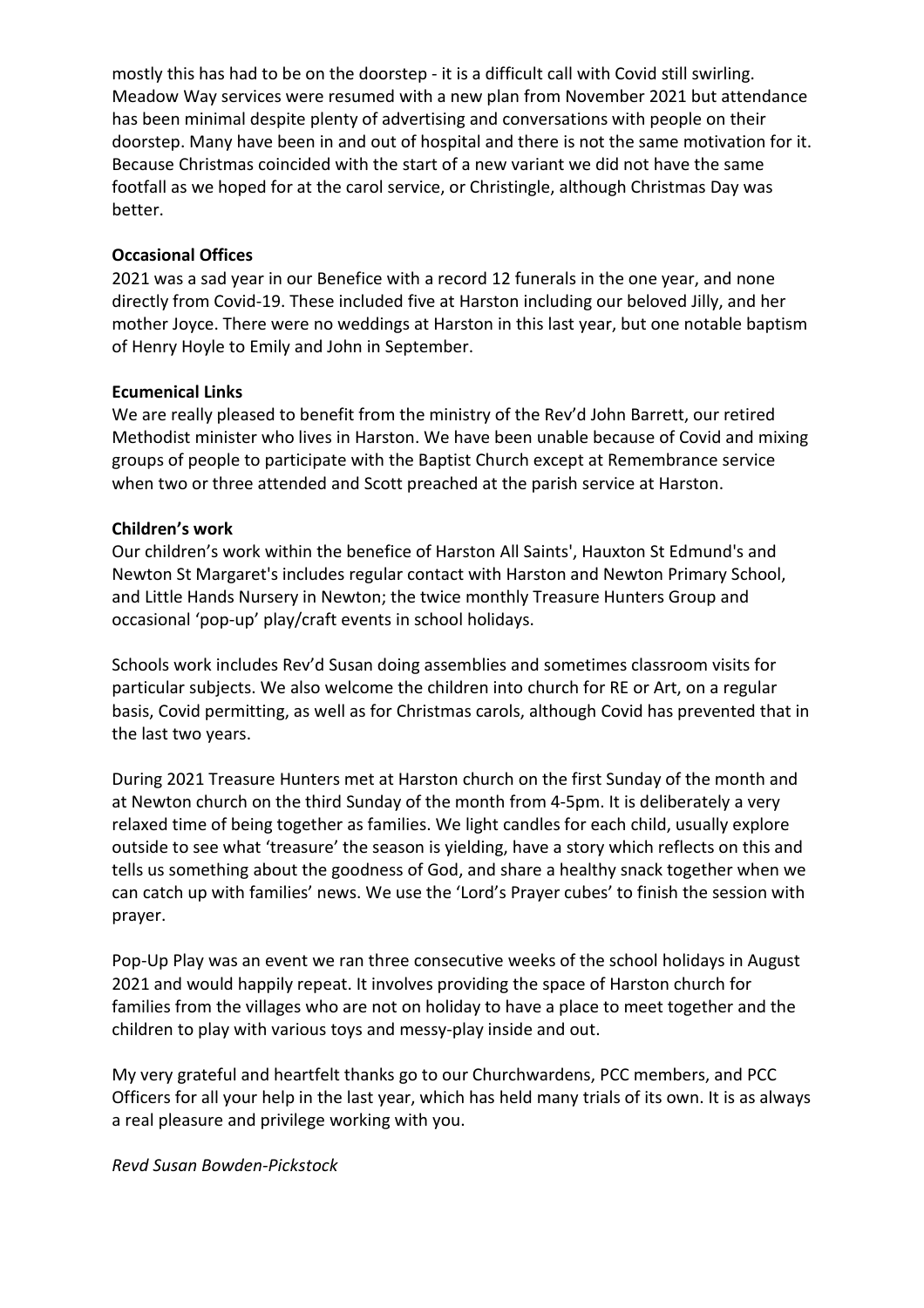mostly this has had to be on the doorstep - it is a difficult call with Covid still swirling. Meadow Way services were resumed with a new plan from November 2021 but attendance has been minimal despite plenty of advertising and conversations with people on their doorstep. Many have been in and out of hospital and there is not the same motivation for it. Because Christmas coincided with the start of a new variant we did not have the same footfall as we hoped for at the carol service, or Christingle, although Christmas Day was better.

**Occasional Offices**

2021 was a sad year in our Benefice with a record 12 funerals in the one year, and none directly from Covid-19. These included five at Harston including our beloved Jilly, and her mother Joyce. There were no weddings at Harston in this last year, but one notable baptism of Henry Hoyle to Emily and John in September.

**Ecumenical Links**

We are really pleased to benefit from the ministry of the Rev'd John Barrett, our retired Methodist minister who lives in Harston. We have been unable because of Covid and mixing groups of people to participate with the Baptist Church except at Remembrance service when two or three attended and Scott preached at the parish service at Harston.

**Children's work**

Our children's work within the benefice of Harston All Saints', Hauxton St Edmund's and Newton St Margaret's includes regular contact with Harston and Newton Primary School, and Little Hands Nursery in Newton; the twice monthly Treasure Hunters Group and occasional 'pop-up' play/craft events in school holidays.

Schools work includes Rev'd Susan doing assemblies and sometimes classroom visits for particular subjects. We also welcome the children into church for RE or Art, on a regular basis, Covid permitting, as well as for Christmas carols, although Covid has prevented that in the last two years.

During 2021 Treasure Hunters met at Harston church on the first Sunday of the month and at Newton church on the third Sunday of the month from 4-5pm. It is deliberately a very relaxed time of being together as families. We light candles for each child, usually explore outside to see what 'treasure' the season is yielding, have a story which reflects on this and tells us something about the goodness of God, and share a healthy snack together when we can catch up with families' news. We use the 'Lord's Prayer cubes' to finish the session with prayer.

Pop-Up Play was an event we ran three consecutive weeks of the school holidays in August 2021 and would happily repeat. It involves providing the space of Harston church for families from the villages who are not on holiday to have a place to meet together and the children to play with various toys and messy-play inside and out.

My very grateful and heartfelt thanks go to our Churchwardens, PCC members, and PCC Officers for all your help in the last year, which has held many trials of its own. It is as always a real pleasure and privilege working with you.

*Revd Susan Bowden-Pickstock*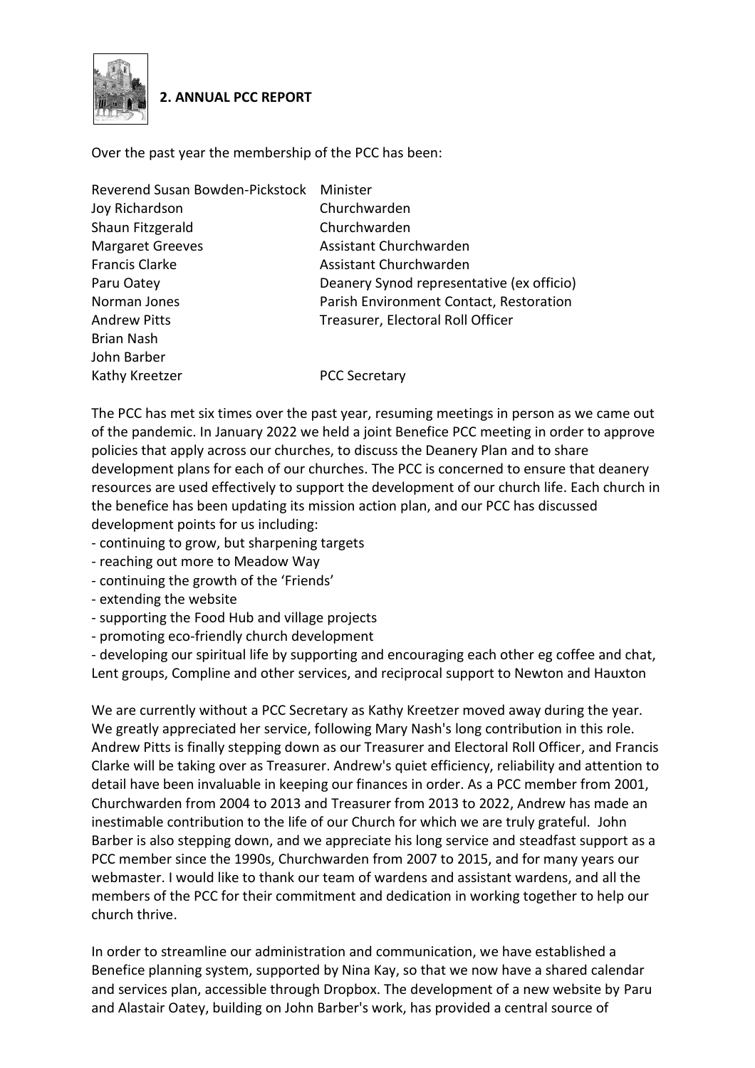## 2. ANNUAL PCC REPORT

Over the past year the membership of the PCC has been:

| | |
|---|---|
| Reverend Susan Bowden-Pickstock | Minister |
| Joy Richardson | Churchwarden |
| Shaun Fitzgerald | Churchwarden |
| Margaret Greeves | Assistant Churchwarden |
| Francis Clarke | Assistant Churchwarden |
| Paru Oatey | Deanery Synod representative (ex officio) |
| Norman Jones | Parish Environment Contact, Restoration |
| Andrew Pitts | Treasurer, Electoral Roll Officer |
| Brian Nash | |
| John Barber | |
| Kathy Kreetzer | PCC Secretary |

The PCC has met six times over the past year, resuming meetings in person as we came out of the pandemic. In January 2022 we held a joint Benefice PCC meeting in order to approve policies that apply across our churches, to discuss the Deanery Plan and to share development plans for each of our churches. The PCC is concerned to ensure that deanery resources are used effectively to support the development of our church life. Each church in the benefice has been updating its mission action plan, and our PCC has discussed development points for us including:

- continuing to grow, but sharpening targets
- reaching out more to Meadow Way
- continuing the growth of the 'Friends'
- extending the website
- supporting the Food Hub and village projects
- promoting eco-friendly church development
- developing our spiritual life by supporting and encouraging each other eg coffee and chat, Lent groups, Compline and other services, and reciprocal support to Newton and Hauxton

We are currently without a PCC Secretary as Kathy Kreetzer moved away during the year. We greatly appreciated her service, following Mary Nash's long contribution in this role. Andrew Pitts is finally stepping down as our Treasurer and Electoral Roll Officer, and Francis Clarke will be taking over as Treasurer. Andrew's quiet efficiency, reliability and attention to detail have been invaluable in keeping our finances in order. As a PCC member from 2001, Churchwarden from 2004 to 2013 and Treasurer from 2013 to 2022, Andrew has made an inestimable contribution to the life of our Church for which we are truly grateful. John Barber is also stepping down, and we appreciate his long service and steadfast support as a PCC member since the 1990s, Churchwarden from 2007 to 2015, and for many years our webmaster. I would like to thank our team of wardens and assistant wardens, and all the members of the PCC for their commitment and dedication in working together to help our church thrive.

In order to streamline our administration and communication, we have established a Benefice planning system, supported by Nina Kay, so that we now have a shared calendar and services plan, accessible through Dropbox. The development of a new website by Paru and Alastair Oatey, building on John Barber's work, has provided a central source of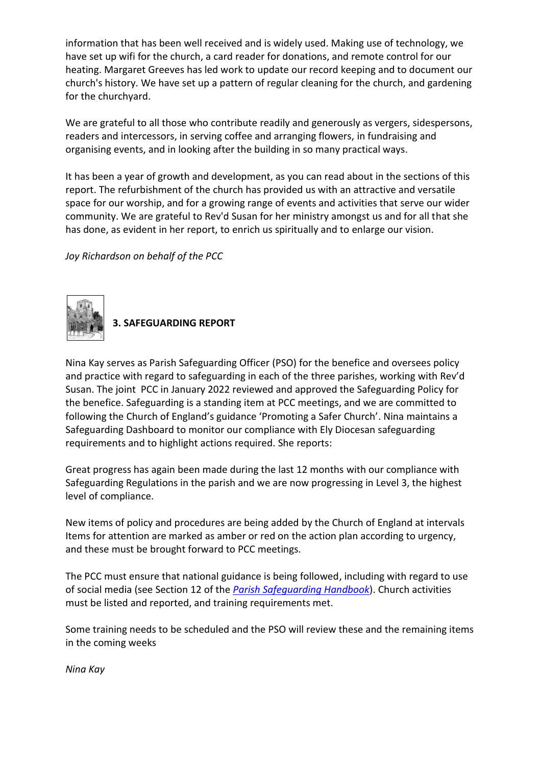information that has been well received and is widely used. Making use of technology, we have set up wifi for the church, a card reader for donations, and remote control for our heating. Margaret Greeves has led work to update our record keeping and to document our church's history. We have set up a pattern of regular cleaning for the church, and gardening for the churchyard.

We are grateful to all those who contribute readily and generously as vergers, sidespersons, readers and intercessors, in serving coffee and arranging flowers, in fundraising and organising events, and in looking after the building in so many practical ways.

It has been a year of growth and development, as you can read about in the sections of this report. The refurbishment of the church has provided us with an attractive and versatile space for our worship, and for a growing range of events and activities that serve our wider community. We are grateful to Rev'd Susan for her ministry amongst us and for all that she has done, as evident in her report, to enrich us spiritually and to enlarge our vision.

*Joy Richardson on behalf of the PCC*

## 3. SAFEGUARDING REPORT

Nina Kay serves as Parish Safeguarding Officer (PSO) for the benefice and oversees policy and practice with regard to safeguarding in each of the three parishes, working with Rev'd Susan. The joint PCC in January 2022 reviewed and approved the Safeguarding Policy for the benefice. Safeguarding is a standing item at PCC meetings, and we are committed to following the Church of England's guidance 'Promoting a Safer Church'. Nina maintains a Safeguarding Dashboard to monitor our compliance with Ely Diocesan safeguarding requirements and to highlight actions required. She reports:

Great progress has again been made during the last 12 months with our compliance with Safeguarding Regulations in the parish and we are now progressing in Level 3, the highest level of compliance.

New items of policy and procedures are being added by the Church of England at intervals Items for attention are marked as amber or red on the action plan according to urgency, and these must be brought forward to PCC meetings.

The PCC must ensure that national guidance is being followed, including with regard to use of social media (see Section 12 of the *Parish Safeguarding Handbook*). Church activities must be listed and reported, and training requirements met.

Some training needs to be scheduled and the PSO will review these and the remaining items in the coming weeks

*Nina Kay*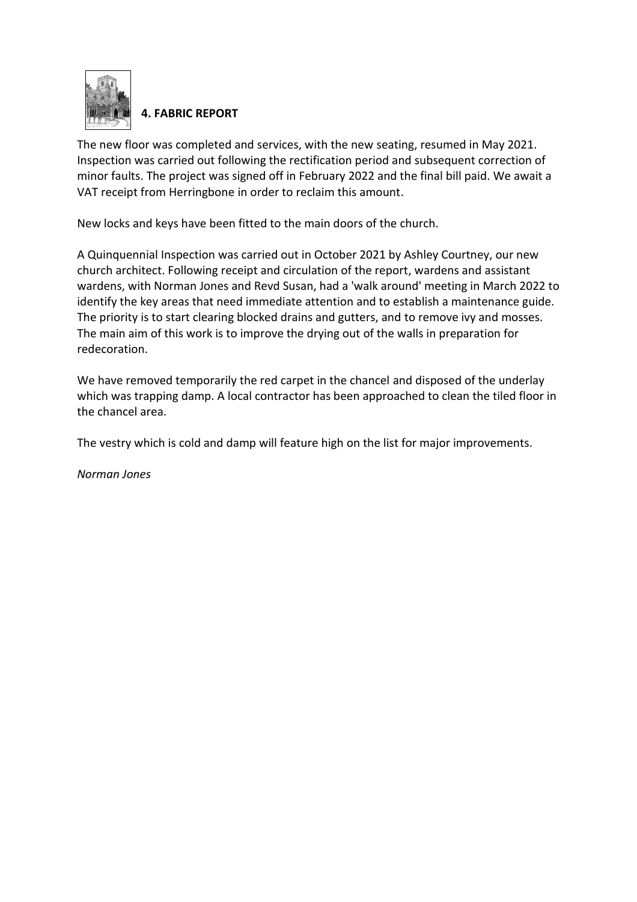## 4. FABRIC REPORT

The new floor was completed and services, with the new seating, resumed in May 2021. Inspection was carried out following the rectification period and subsequent correction of minor faults. The project was signed off in February 2022 and the final bill paid. We await a VAT receipt from Herringbone in order to reclaim this amount.

New locks and keys have been fitted to the main doors of the church.

A Quinquennial Inspection was carried out in October 2021 by Ashley Courtney, our new church architect. Following receipt and circulation of the report, wardens and assistant wardens, with Norman Jones and Revd Susan, had a 'walk around' meeting in March 2022 to identify the key areas that need immediate attention and to establish a maintenance guide. The priority is to start clearing blocked drains and gutters, and to remove ivy and mosses. The main aim of this work is to improve the drying out of the walls in preparation for redecoration.

We have removed temporarily the red carpet in the chancel and disposed of the underlay which was trapping damp. A local contractor has been approached to clean the tiled floor in the chancel area.

The vestry which is cold and damp will feature high on the list for major improvements.

*Norman Jones*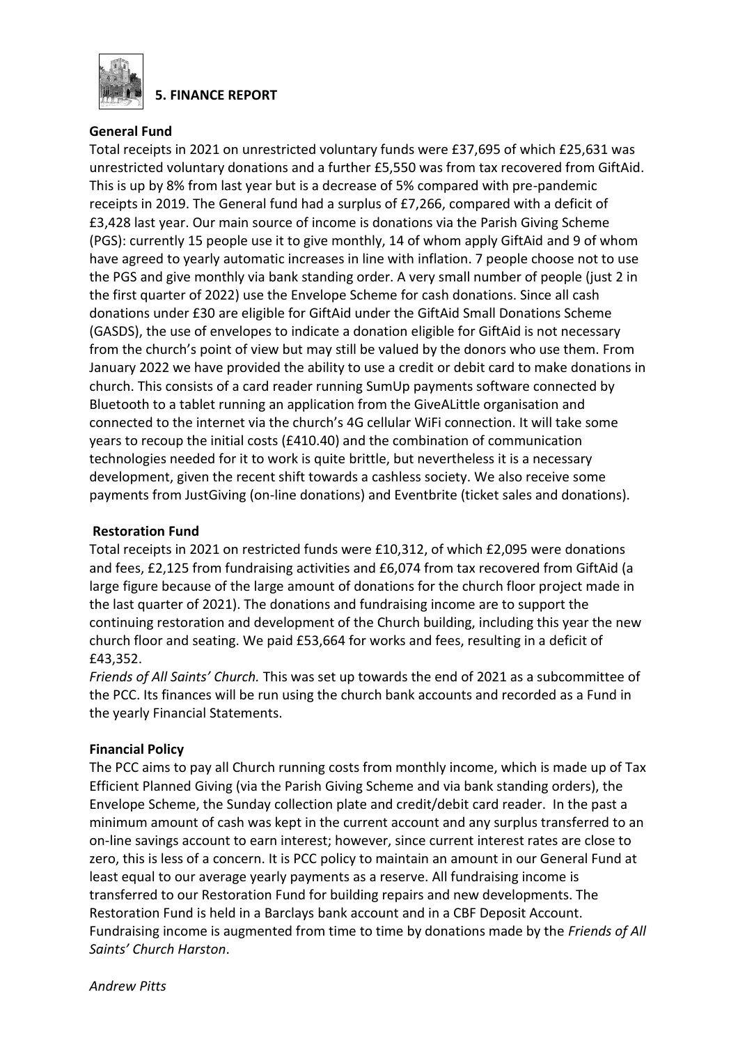## 5. FINANCE REPORT

### General Fund

Total receipts in 2021 on unrestricted voluntary funds were £37,695 of which £25,631 was unrestricted voluntary donations and a further £5,550 was from tax recovered from GiftAid. This is up by 8% from last year but is a decrease of 5% compared with pre-pandemic receipts in 2019. The General fund had a surplus of £7,266, compared with a deficit of £3,428 last year. Our main source of income is donations via the Parish Giving Scheme (PGS): currently 15 people use it to give monthly, 14 of whom apply GiftAid and 9 of whom have agreed to yearly automatic increases in line with inflation. 7 people choose not to use the PGS and give monthly via bank standing order. A very small number of people (just 2 in the first quarter of 2022) use the Envelope Scheme for cash donations. Since all cash donations under £30 are eligible for GiftAid under the GiftAid Small Donations Scheme (GASDS), the use of envelopes to indicate a donation eligible for GiftAid is not necessary from the church's point of view but may still be valued by the donors who use them. From January 2022 we have provided the ability to use a credit or debit card to make donations in church. This consists of a card reader running SumUp payments software connected by Bluetooth to a tablet running an application from the GiveALittle organisation and connected to the internet via the church's 4G cellular WiFi connection. It will take some years to recoup the initial costs (£410.40) and the combination of communication technologies needed for it to work is quite brittle, but nevertheless it is a necessary development, given the recent shift towards a cashless society. We also receive some payments from JustGiving (on-line donations) and Eventbrite (ticket sales and donations).

### Restoration Fund

Total receipts in 2021 on restricted funds were £10,312, of which £2,095 were donations and fees, £2,125 from fundraising activities and £6,074 from tax recovered from GiftAid (a large figure because of the large amount of donations for the church floor project made in the last quarter of 2021). The donations and fundraising income are to support the continuing restoration and development of the Church building, including this year the new church floor and seating. We paid £53,664 for works and fees, resulting in a deficit of £43,352.

*Friends of All Saints' Church.* This was set up towards the end of 2021 as a subcommittee of the PCC. Its finances will be run using the church bank accounts and recorded as a Fund in the yearly Financial Statements.

### Financial Policy

The PCC aims to pay all Church running costs from monthly income, which is made up of Tax Efficient Planned Giving (via the Parish Giving Scheme and via bank standing orders), the Envelope Scheme, the Sunday collection plate and credit/debit card reader. In the past a minimum amount of cash was kept in the current account and any surplus transferred to an on-line savings account to earn interest; however, since current interest rates are close to zero, this is less of a concern. It is PCC policy to maintain an amount in our General Fund at least equal to our average yearly payments as a reserve. All fundraising income is transferred to our Restoration Fund for building repairs and new developments. The Restoration Fund is held in a Barclays bank account and in a CBF Deposit Account. Fundraising income is augmented from time to time by donations made by the *Friends of All Saints' Church Harston*.

*Andrew Pitts*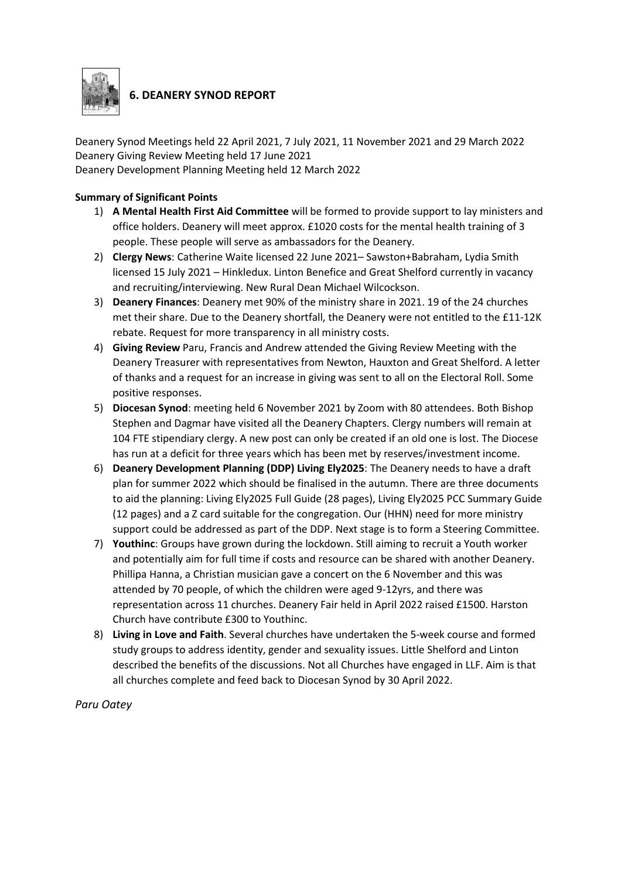## 6. DEANERY SYNOD REPORT

Deanery Synod Meetings held 22 April 2021, 7 July 2021, 11 November 2021 and 29 March 2022
Deanery Giving Review Meeting held 17 June 2021
Deanery Development Planning Meeting held 12 March 2022

**Summary of Significant Points**

1) **A Mental Health First Aid Committee** will be formed to provide support to lay ministers and office holders. Deanery will meet approx. £1020 costs for the mental health training of 3 people. These people will serve as ambassadors for the Deanery.
2) **Clergy News**: Catherine Waite licensed 22 June 2021– Sawston+Babraham, Lydia Smith licensed 15 July 2021 – Hinkledux. Linton Benefice and Great Shelford currently in vacancy and recruiting/interviewing. New Rural Dean Michael Wilcockson.
3) **Deanery Finances**: Deanery met 90% of the ministry share in 2021. 19 of the 24 churches met their share. Due to the Deanery shortfall, the Deanery were not entitled to the £11-12K rebate. Request for more transparency in all ministry costs.
4) **Giving Review** Paru, Francis and Andrew attended the Giving Review Meeting with the Deanery Treasurer with representatives from Newton, Hauxton and Great Shelford. A letter of thanks and a request for an increase in giving was sent to all on the Electoral Roll. Some positive responses.
5) **Diocesan Synod**: meeting held 6 November 2021 by Zoom with 80 attendees. Both Bishop Stephen and Dagmar have visited all the Deanery Chapters. Clergy numbers will remain at 104 FTE stipendiary clergy. A new post can only be created if an old one is lost. The Diocese has run at a deficit for three years which has been met by reserves/investment income.
6) **Deanery Development Planning (DDP) Living Ely2025**: The Deanery needs to have a draft plan for summer 2022 which should be finalised in the autumn. There are three documents to aid the planning: Living Ely2025 Full Guide (28 pages), Living Ely2025 PCC Summary Guide (12 pages) and a Z card suitable for the congregation. Our (HHN) need for more ministry support could be addressed as part of the DDP. Next stage is to form a Steering Committee.
7) **Youthinc**: Groups have grown during the lockdown. Still aiming to recruit a Youth worker and potentially aim for full time if costs and resource can be shared with another Deanery. Phillipa Hanna, a Christian musician gave a concert on the 6 November and this was attended by 70 people, of which the children were aged 9-12yrs, and there was representation across 11 churches. Deanery Fair held in April 2022 raised £1500. Harston Church have contribute £300 to Youthinc.
8) **Living in Love and Faith**. Several churches have undertaken the 5-week course and formed study groups to address identity, gender and sexuality issues. Little Shelford and Linton described the benefits of the discussions. Not all Churches have engaged in LLF. Aim is that all churches complete and feed back to Diocesan Synod by 30 April 2022.

*Paru Oatey*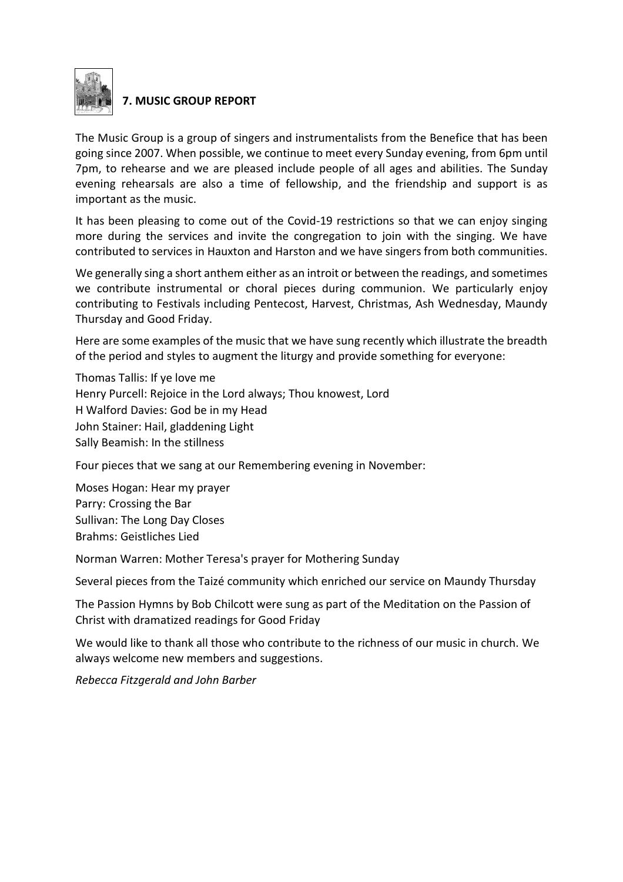## 7. MUSIC GROUP REPORT

The Music Group is a group of singers and instrumentalists from the Benefice that has been going since 2007. When possible, we continue to meet every Sunday evening, from 6pm until 7pm, to rehearse and we are pleased include people of all ages and abilities. The Sunday evening rehearsals are also a time of fellowship, and the friendship and support is as important as the music.

It has been pleasing to come out of the Covid-19 restrictions so that we can enjoy singing more during the services and invite the congregation to join with the singing. We have contributed to services in Hauxton and Harston and we have singers from both communities.

We generally sing a short anthem either as an introit or between the readings, and sometimes we contribute instrumental or choral pieces during communion. We particularly enjoy contributing to Festivals including Pentecost, Harvest, Christmas, Ash Wednesday, Maundy Thursday and Good Friday.

Here are some examples of the music that we have sung recently which illustrate the breadth of the period and styles to augment the liturgy and provide something for everyone:

Thomas Tallis: If ye love me
Henry Purcell: Rejoice in the Lord always; Thou knowest, Lord
H Walford Davies: God be in my Head
John Stainer: Hail, gladdening Light
Sally Beamish: In the stillness

Four pieces that we sang at our Remembering evening in November:

Moses Hogan: Hear my prayer
Parry: Crossing the Bar
Sullivan: The Long Day Closes
Brahms: Geistliches Lied

Norman Warren: Mother Teresa's prayer for Mothering Sunday

Several pieces from the Taizé community which enriched our service on Maundy Thursday

The Passion Hymns by Bob Chilcott were sung as part of the Meditation on the Passion of Christ with dramatized readings for Good Friday

We would like to thank all those who contribute to the richness of our music in church. We always welcome new members and suggestions.

*Rebecca Fitzgerald and John Barber*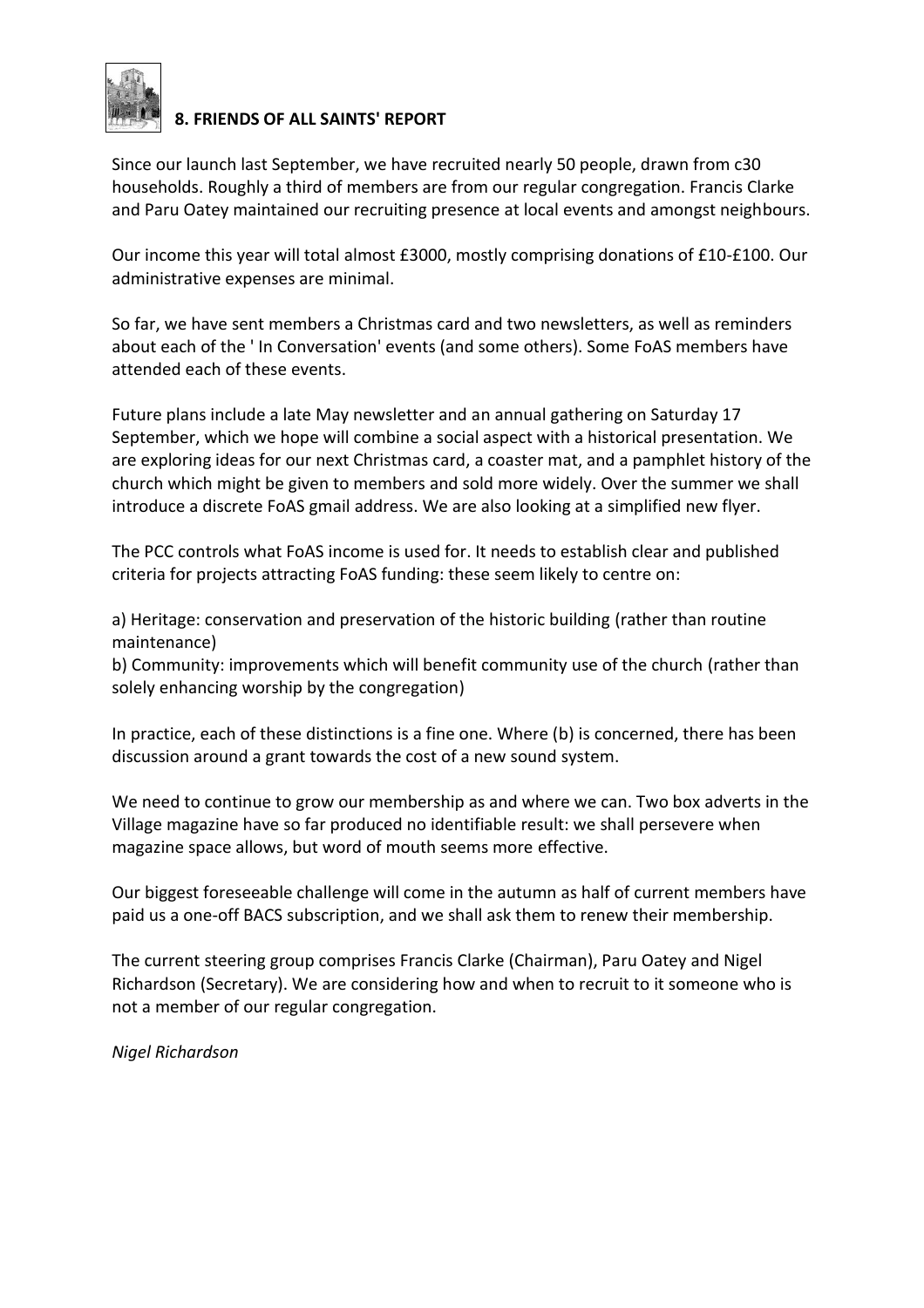## 8. FRIENDS OF ALL SAINTS' REPORT

Since our launch last September, we have recruited nearly 50 people, drawn from c30 households. Roughly a third of members are from our regular congregation. Francis Clarke and Paru Oatey maintained our recruiting presence at local events and amongst neighbours.

Our income this year will total almost £3000, mostly comprising donations of £10-£100. Our administrative expenses are minimal.

So far, we have sent members a Christmas card and two newsletters, as well as reminders about each of the ' In Conversation' events (and some others). Some FoAS members have attended each of these events.

Future plans include a late May newsletter and an annual gathering on Saturday 17 September, which we hope will combine a social aspect with a historical presentation. We are exploring ideas for our next Christmas card, a coaster mat, and a pamphlet history of the church which might be given to members and sold more widely. Over the summer we shall introduce a discrete FoAS gmail address. We are also looking at a simplified new flyer.

The PCC controls what FoAS income is used for. It needs to establish clear and published criteria for projects attracting FoAS funding: these seem likely to centre on:

a) Heritage: conservation and preservation of the historic building (rather than routine maintenance)
b) Community: improvements which will benefit community use of the church (rather than solely enhancing worship by the congregation)

In practice, each of these distinctions is a fine one. Where (b) is concerned, there has been discussion around a grant towards the cost of a new sound system.

We need to continue to grow our membership as and where we can. Two box adverts in the Village magazine have so far produced no identifiable result: we shall persevere when magazine space allows, but word of mouth seems more effective.

Our biggest foreseeable challenge will come in the autumn as half of current members have paid us a one-off BACS subscription, and we shall ask them to renew their membership.

The current steering group comprises Francis Clarke (Chairman), Paru Oatey and Nigel Richardson (Secretary). We are considering how and when to recruit to it someone who is not a member of our regular congregation.

*Nigel Richardson*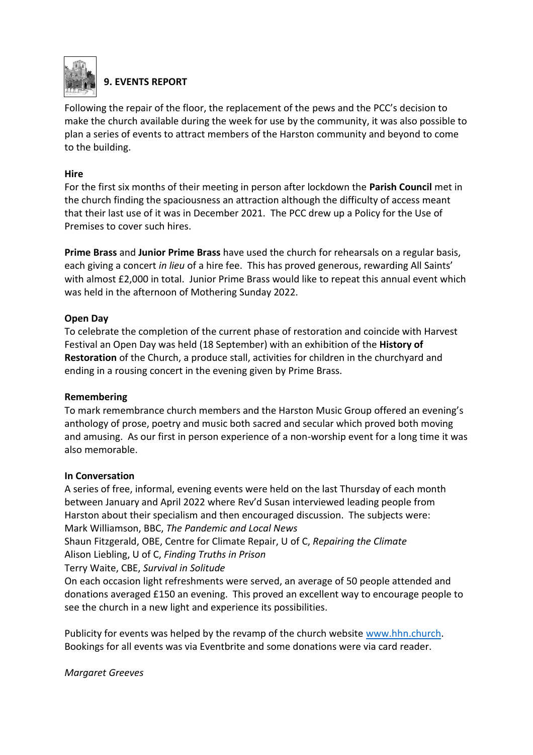## 9. EVENTS REPORT

Following the repair of the floor, the replacement of the pews and the PCC's decision to make the church available during the week for use by the community, it was also possible to plan a series of events to attract members of the Harston community and beyond to come to the building.

**Hire**

For the first six months of their meeting in person after lockdown the **Parish Council** met in the church finding the spaciousness an attraction although the difficulty of access meant that their last use of it was in December 2021. The PCC drew up a Policy for the Use of Premises to cover such hires.

**Prime Brass** and **Junior Prime Brass** have used the church for rehearsals on a regular basis, each giving a concert *in lieu* of a hire fee. This has proved generous, rewarding All Saints' with almost £2,000 in total. Junior Prime Brass would like to repeat this annual event which was held in the afternoon of Mothering Sunday 2022.

**Open Day**

To celebrate the completion of the current phase of restoration and coincide with Harvest Festival an Open Day was held (18 September) with an exhibition of the **History of Restoration** of the Church, a produce stall, activities for children in the churchyard and ending in a rousing concert in the evening given by Prime Brass.

**Remembering**

To mark remembrance church members and the Harston Music Group offered an evening's anthology of prose, poetry and music both sacred and secular which proved both moving and amusing. As our first in person experience of a non-worship event for a long time it was also memorable.

**In Conversation**

A series of free, informal, evening events were held on the last Thursday of each month between January and April 2022 where Rev'd Susan interviewed leading people from Harston about their specialism and then encouraged discussion. The subjects were:
Mark Williamson, BBC, *The Pandemic and Local News*
Shaun Fitzgerald, OBE, Centre for Climate Repair, U of C, *Repairing the Climate*
Alison Liebling, U of C, *Finding Truths in Prison*
Terry Waite, CBE, *Survival in Solitude*
On each occasion light refreshments were served, an average of 50 people attended and donations averaged £150 an evening. This proved an excellent way to encourage people to see the church in a new light and experience its possibilities.

Publicity for events was helped by the revamp of the church website [www.hhn.church](http://www.hhn.church). Bookings for all events was via Eventbrite and some donations were via card reader.

*Margaret Greeves*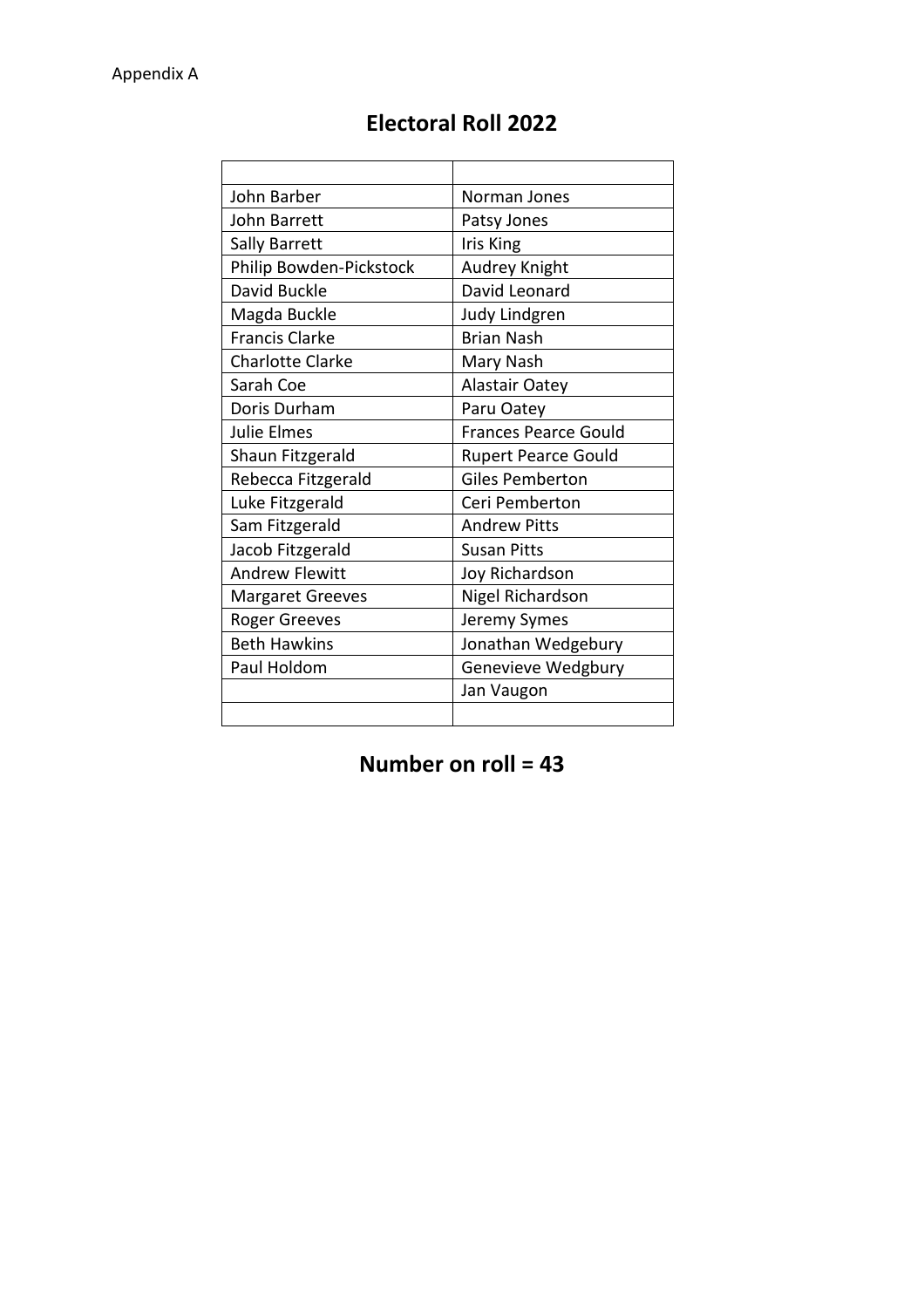Appendix A

# Electoral Roll 2022

| | |
|---|---|
| John Barber | Norman Jones |
| John Barrett | Patsy Jones |
| Sally Barrett | Iris King |
| Philip Bowden-Pickstock | Audrey Knight |
| David Buckle | David Leonard |
| Magda Buckle | Judy Lindgren |
| Francis Clarke | Brian Nash |
| Charlotte Clarke | Mary Nash |
| Sarah Coe | Alastair Oatey |
| Doris Durham | Paru Oatey |
| Julie Elmes | Frances Pearce Gould |
| Shaun Fitzgerald | Rupert Pearce Gould |
| Rebecca Fitzgerald | Giles Pemberton |
| Luke Fitzgerald | Ceri Pemberton |
| Sam Fitzgerald | Andrew Pitts |
| Jacob Fitzgerald | Susan Pitts |
| Andrew Flewitt | Joy Richardson |
| Margaret Greeves | Nigel Richardson |
| Roger Greeves | Jeremy Symes |
| Beth Hawkins | Jonathan Wedgebury |
| Paul Holdom | Genevieve Wedgbury |
| | Jan Vaugon |
| | |

## Number on roll = 43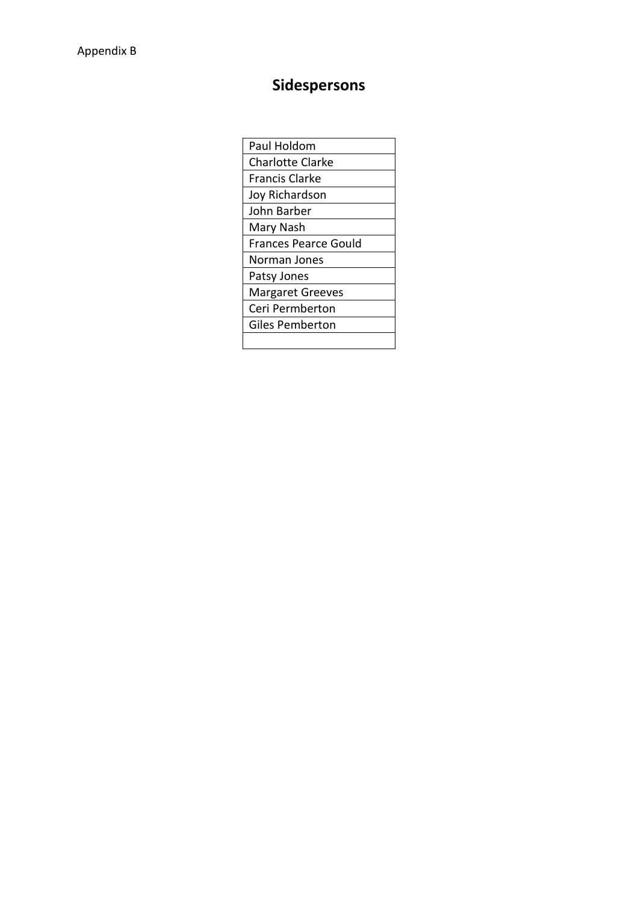Appendix B

# Sidespersons

| |
|---|
| Paul Holdom |
| Charlotte Clarke |
| Francis Clarke |
| Joy Richardson |
| John Barber |
| Mary Nash |
| Frances Pearce Gould |
| Norman Jones |
| Patsy Jones |
| Margaret Greeves |
| Ceri Permberton |
| Giles Pemberton |
| |